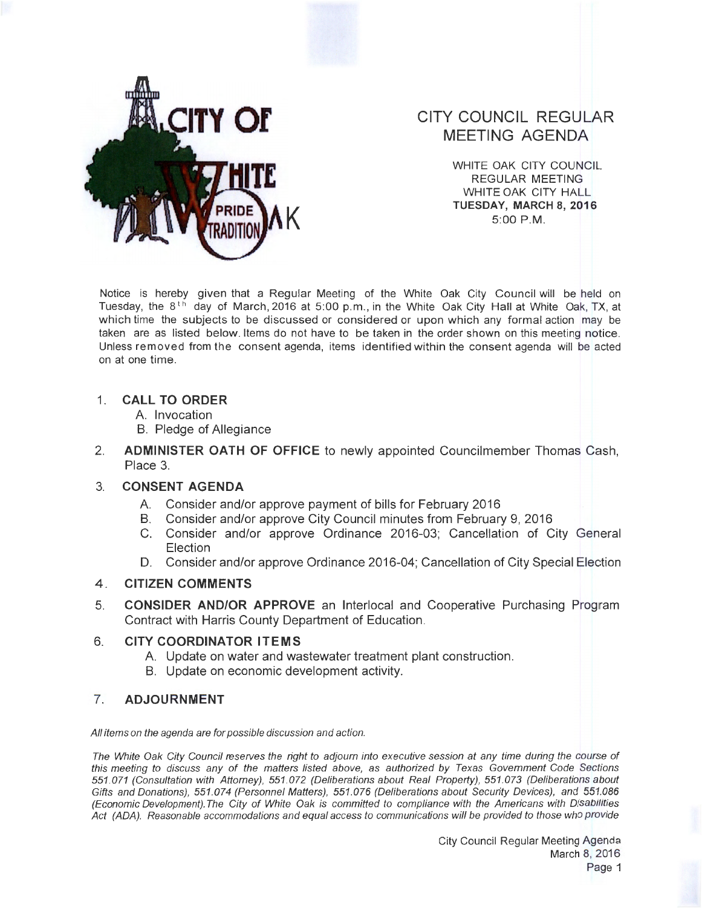# CITY COUNCIL REGULAR MEETING AGENDA

WHITE OAK CITY COUNCIL
REGULAR MEETING
WHITE OAK CITY HALL
**TUESDAY, MARCH 8, 2016**
5:00 P.M.

Notice is hereby given that a Regular Meeting of the White Oak City Council will be held on Tuesday, the 8th day of March, 2016 at 5:00 p.m., in the White Oak City Hall at White Oak, TX, at which time the subjects to be discussed or considered or upon which any formal action may be taken are as listed below. Items do not have to be taken in the order shown on this meeting notice. Unless removed from the consent agenda, items identified within the consent agenda will be acted on at one time.

1. **CALL TO ORDER**
   A. Invocation
   B. Pledge of Allegiance

2. **ADMINISTER OATH OF OFFICE** to newly appointed Councilmember Thomas Cash, Place 3.

3. **CONSENT AGENDA**
   A. Consider and/or approve payment of bills for February 2016
   B. Consider and/or approve City Council minutes from February 9, 2016
   C. Consider and/or approve Ordinance 2016-03; Cancellation of City General Election
   D. Consider and/or approve Ordinance 2016-04; Cancellation of City Special Election

4. **CITIZEN COMMENTS**

5. **CONSIDER AND/OR APPROVE** an Interlocal and Cooperative Purchasing Program Contract with Harris County Department of Education.

6. **CITY COORDINATOR ITEMS**
   A. Update on water and wastewater treatment plant construction.
   B. Update on economic development activity.

7. **ADJOURNMENT**

*All items on the agenda are for possible discussion and action.*

*The White Oak City Council reserves the right to adjourn into executive session at any time during the course of this meeting to discuss any of the matters listed above, as authorized by Texas Government Code Sections 551.071 (Consultation with Attorney), 551.072 (Deliberations about Real Property), 551.073 (Deliberations about Gifts and Donations), 551.074 (Personnel Matters), 551.076 (Deliberations about Security Devices), and 551.086 (Economic Development). The City of White Oak is committed to compliance with the Americans with Disabilities Act (ADA). Reasonable accommodations and equal access to communications will be provided to those who provide*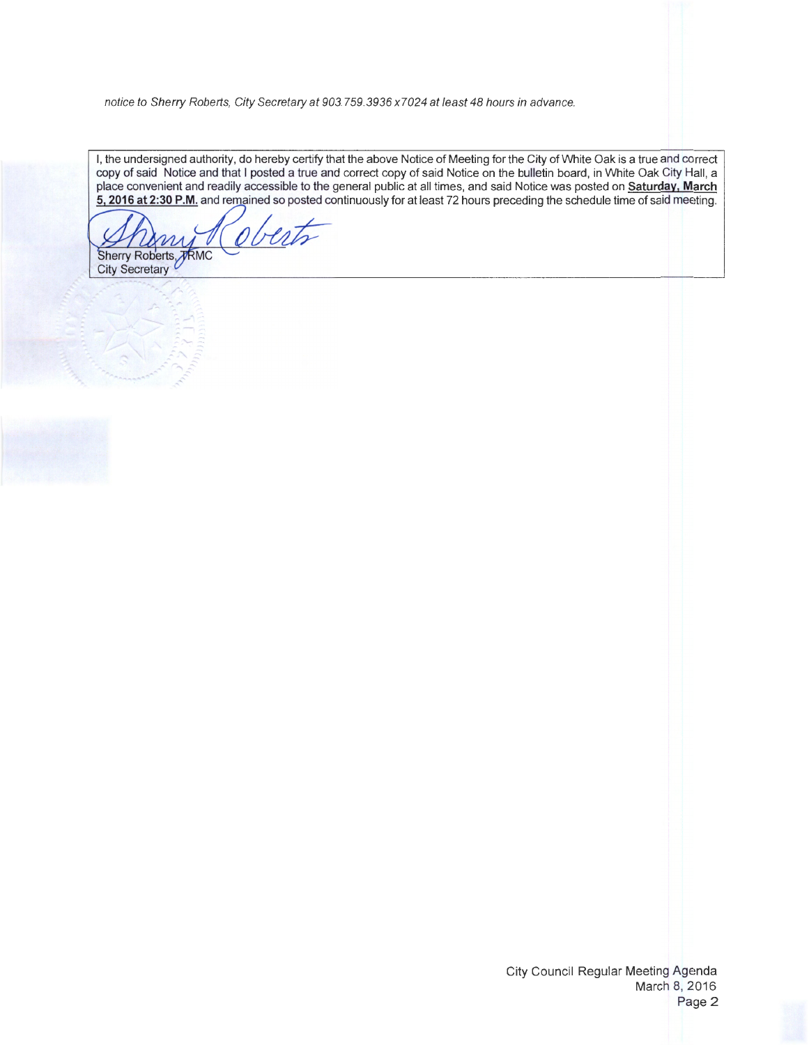*notice to Sherry Roberts, City Secretary at 903.759.3936 x7024 at least 48 hours in advance.*

I, the undersigned authority, do hereby certify that the above Notice of Meeting for the City of White Oak is a true and correct copy of said Notice and that I posted a true and correct copy of said Notice on the bulletin board, in White Oak City Hall, a place convenient and readily accessible to the general public at all times, and said Notice was posted on **Saturday, March 5, 2016 at 2:30 P.M.** and remained so posted continuously for at least 72 hours preceding the schedule time of said meeting.

Sherry Roberts, TRMC
City Secretary